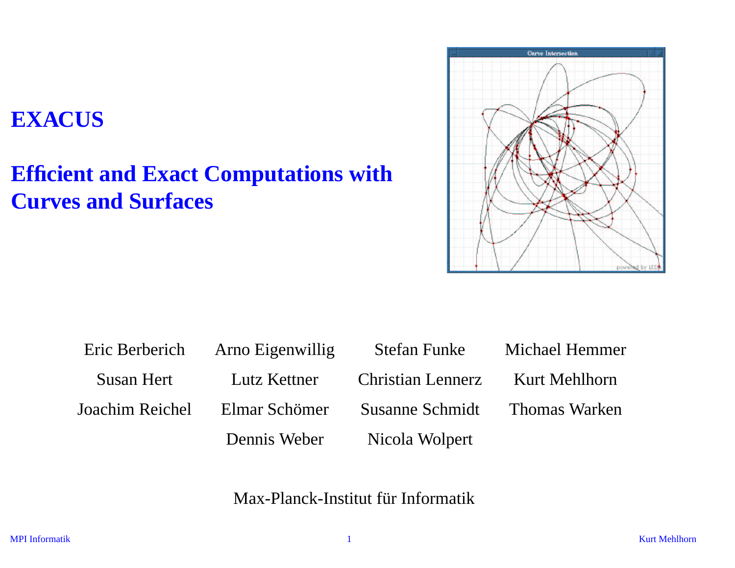# EXACUS

## Efficient and Exact Computations with Curves and Surfaces

Eric Berberich, Arno Eigenwillig, Stefan Funke, Michael Hemmer, Susan Hert, Lutz Kettner, Christian Lennerz, Kurt Mehlhorn, Joachim Reichel, Elmar Schömer, Susanne Schmidt, Thomas Warken, Dennis Weber, Nicola Wolpert

Max-Planck-Institut für Informatik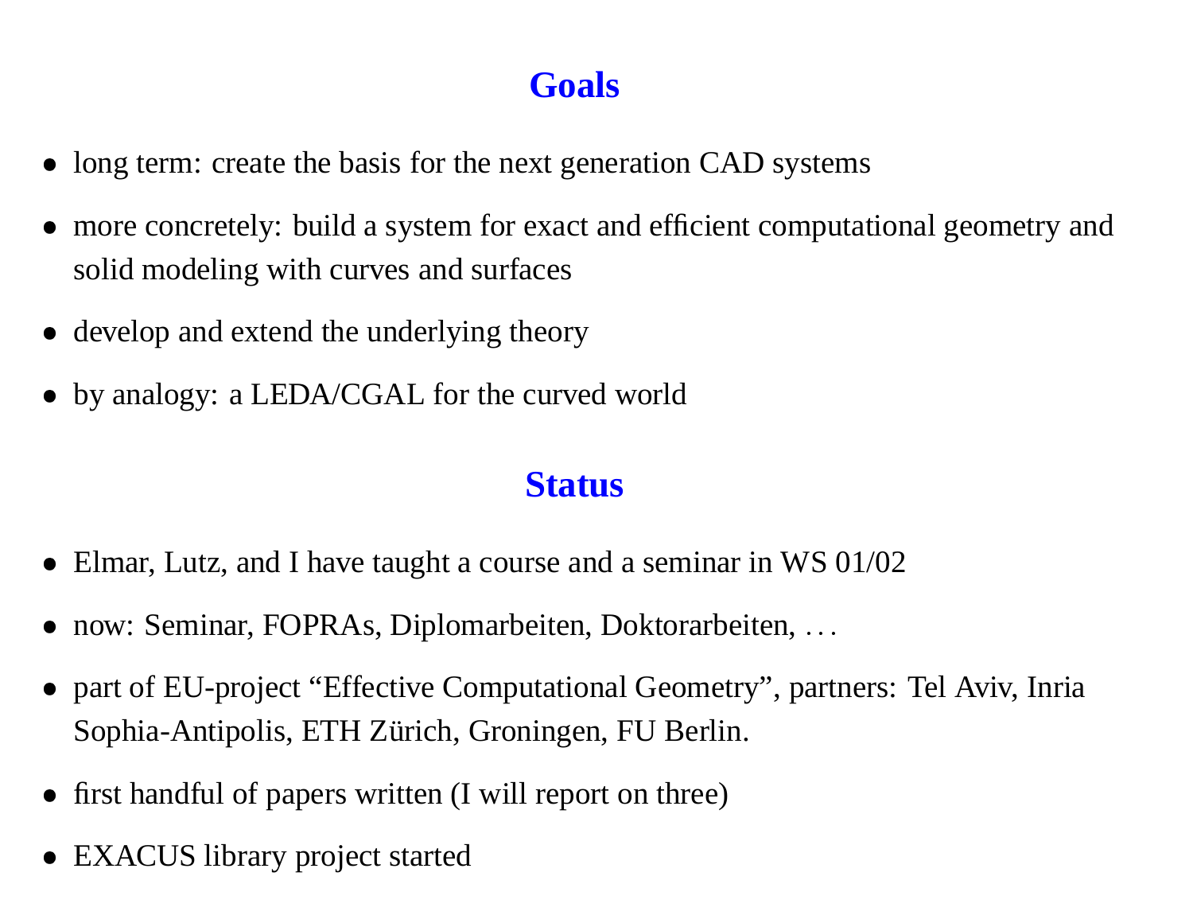## Goals

- long term: create the basis for the next generation CAD systems
- more concretely: build a system for exact and efficient computational geometry and solid modeling with curves and surfaces
- develop and extend the underlying theory
- by analogy: a LEDA/CGAL for the curved world

## Status

- Elmar, Lutz, and I have taught a course and a seminar in WS 01/02
- now: Seminar, FOPRAs, Diplomarbeiten, Doktorarbeiten, ...
- part of EU-project "Effective Computational Geometry", partners: Tel Aviv, Inria Sophia-Antipolis, ETH Zürich, Groningen, FU Berlin.
- first handful of papers written (I will report on three)
- EXACUS library project started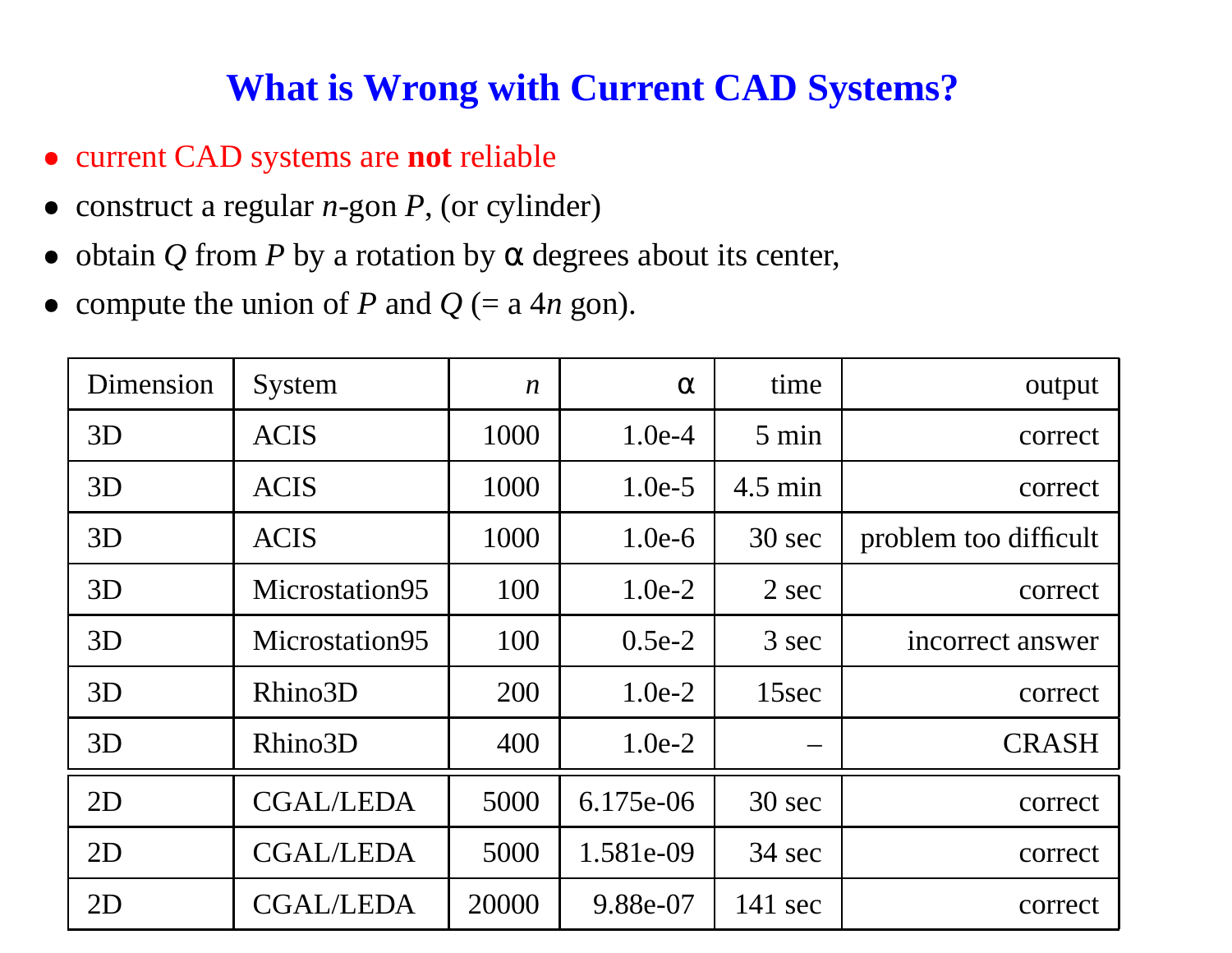# What is Wrong with Current CAD Systems?

- current CAD systems are **not** reliable
- construct a regular $n$-gon $P$, (or cylinder)
- obtain $Q$ from $P$ by a rotation by $\alpha$ degrees about its center,
- compute the union of $P$ and $Q$ (= a $4n$ gon).

| Dimension | System | $n$ | $\alpha$ | time | output |
|---|---|---:|---:|---:|---:|
| 3D | ACIS | 1000 | 1.0e-4 | 5 min | correct |
| 3D | ACIS | 1000 | 1.0e-5 | 4.5 min | correct |
| 3D | ACIS | 1000 | 1.0e-6 | 30 sec | problem too difficult |
| 3D | Microstation95 | 100 | 1.0e-2 | 2 sec | correct |
| 3D | Microstation95 | 100 | 0.5e-2 | 3 sec | incorrect answer |
| 3D | Rhino3D | 200 | 1.0e-2 | 15sec | correct |
| 3D | Rhino3D | 400 | 1.0e-2 | – | CRASH |
| 2D | CGAL/LEDA | 5000 | 6.175e-06 | 30 sec | correct |
| 2D | CGAL/LEDA | 5000 | 1.581e-09 | 34 sec | correct |
| 2D | CGAL/LEDA | 20000 | 9.88e-07 | 141 sec | correct |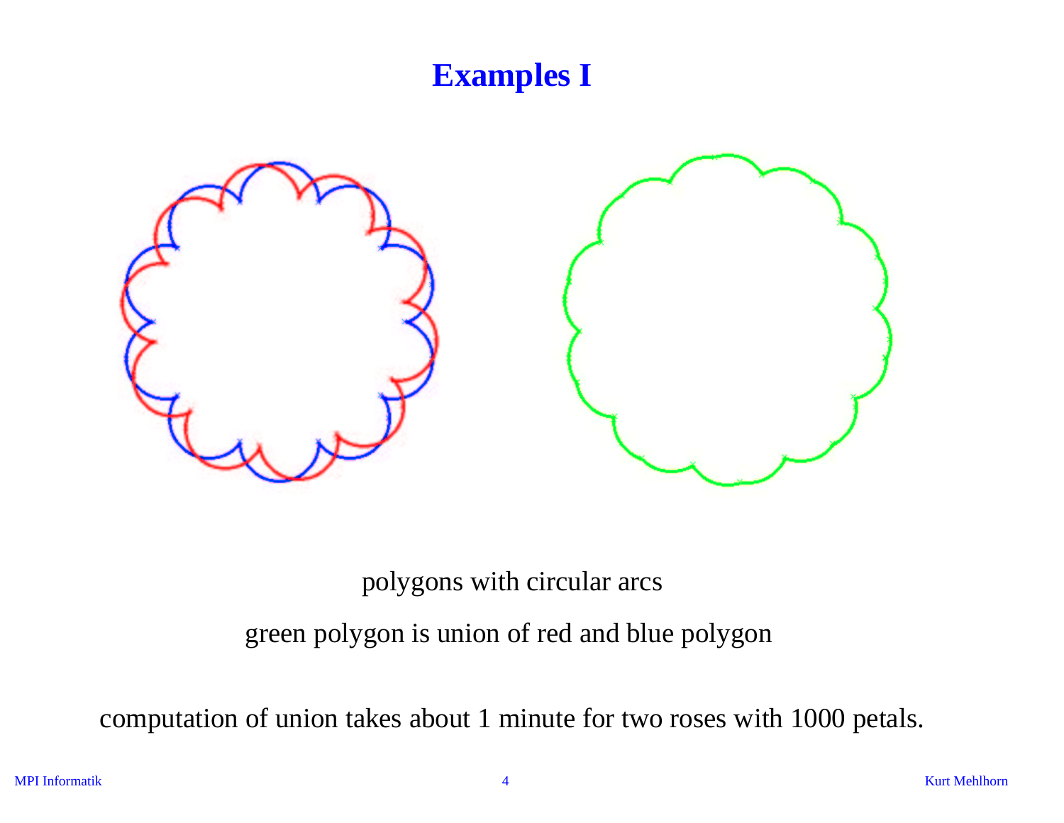# Examples I

polygons with circular arcs

green polygon is union of red and blue polygon

computation of union takes about 1 minute for two roses with 1000 petals.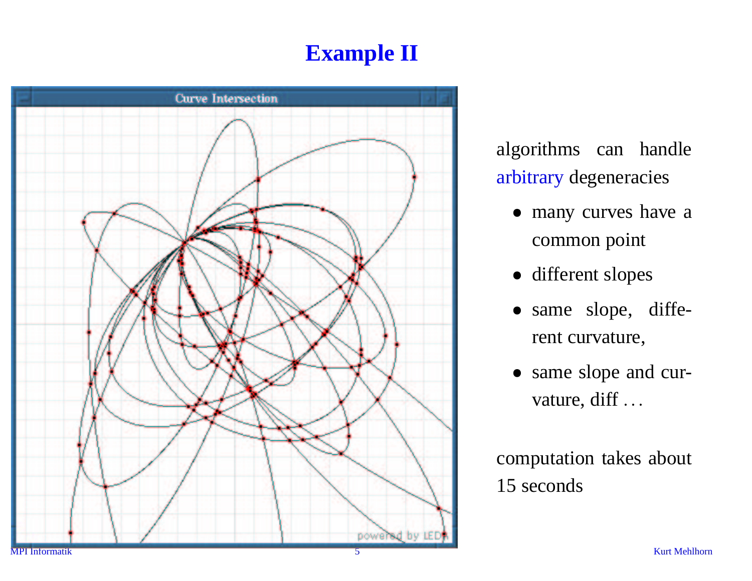# Example II

algorithms can handle arbitrary degeneracies

- many curves have a common point
- different slopes
- same slope, different curvature,
- same slope and curvature, diff ...

computation takes about 15 seconds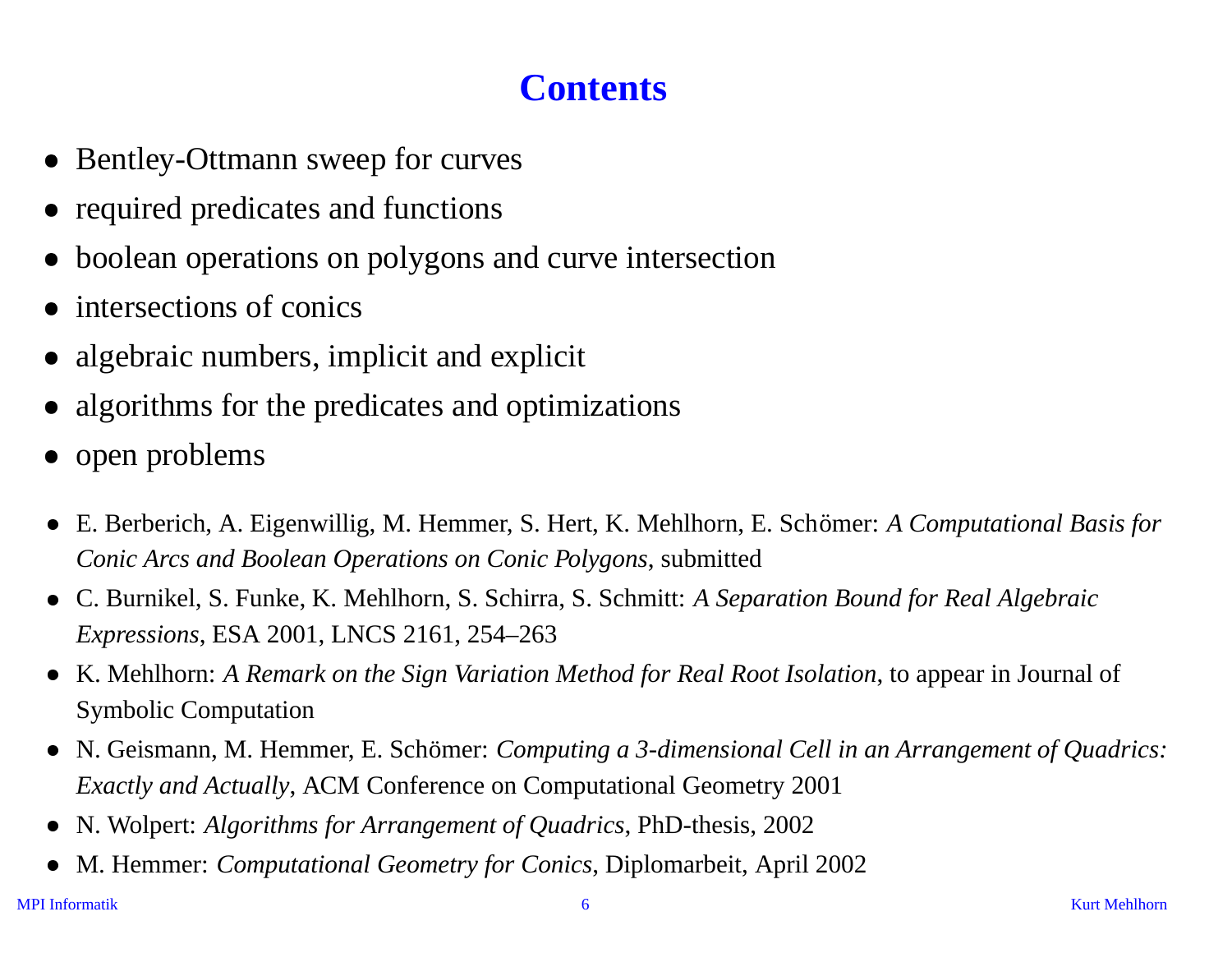# Contents

- Bentley-Ottmann sweep for curves
- required predicates and functions
- boolean operations on polygons and curve intersection
- intersections of conics
- algebraic numbers, implicit and explicit
- algorithms for the predicates and optimizations
- open problems

- E. Berberich, A. Eigenwillig, M. Hemmer, S. Hert, K. Mehlhorn, E. Schömer: *A Computational Basis for Conic Arcs and Boolean Operations on Conic Polygons*, submitted
- C. Burnikel, S. Funke, K. Mehlhorn, S. Schirra, S. Schmitt: *A Separation Bound for Real Algebraic Expressions*, ESA 2001, LNCS 2161, 254–263
- K. Mehlhorn: *A Remark on the Sign Variation Method for Real Root Isolation*, to appear in Journal of Symbolic Computation
- N. Geismann, M. Hemmer, E. Schömer: *Computing a 3-dimensional Cell in an Arrangement of Quadrics: Exactly and Actually*, ACM Conference on Computational Geometry 2001
- N. Wolpert: *Algorithms for Arrangement of Quadrics*, PhD-thesis, 2002
- M. Hemmer: *Computational Geometry for Conics*, Diplomarbeit, April 2002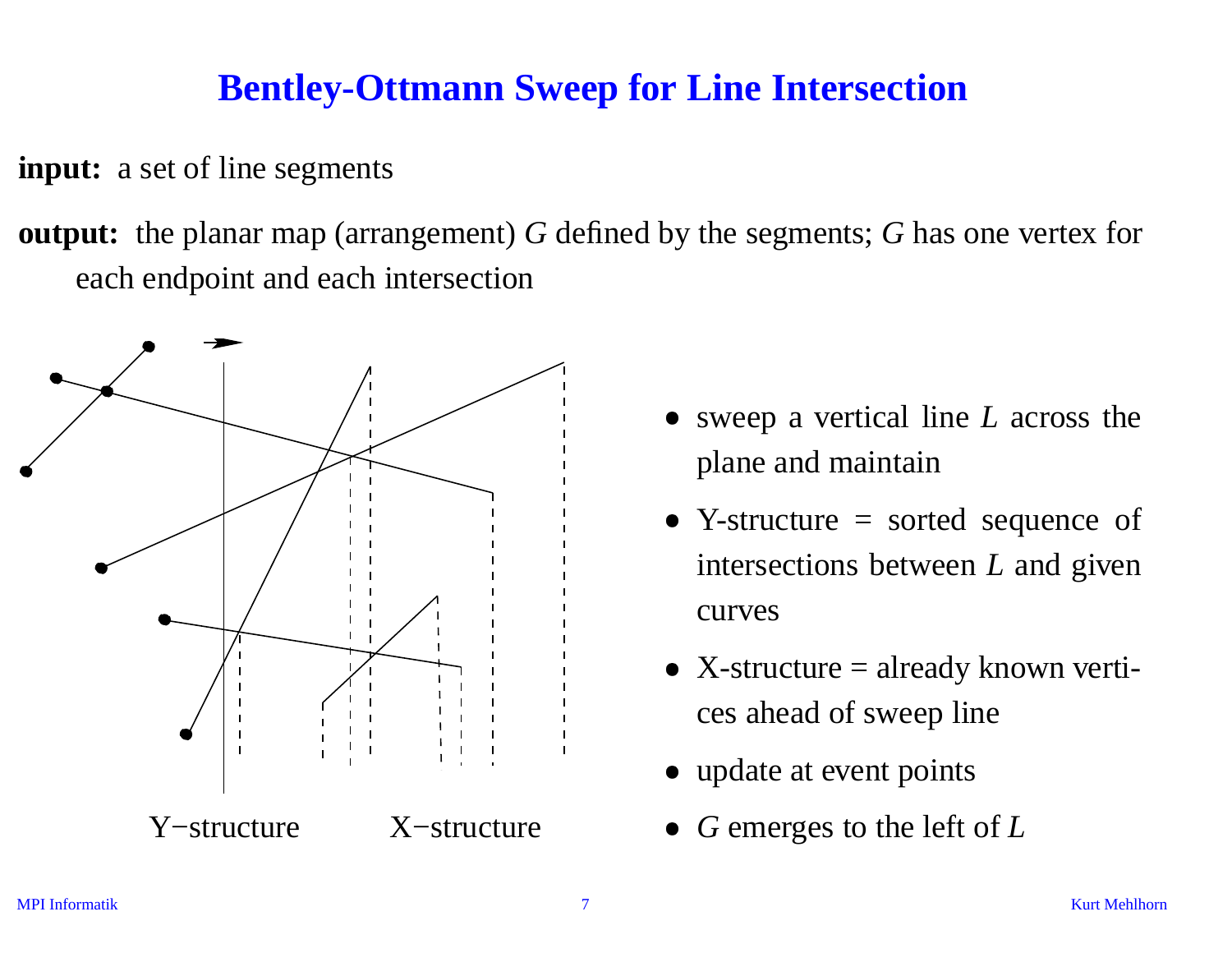# Bentley-Ottmann Sweep for Line Intersection

**input:** a set of line segments

**output:** the planar map (arrangement) $G$ defined by the segments; $G$ has one vertex for each endpoint and each intersection

Y−structure X−structure

- sweep a vertical line $L$ across the plane and maintain
- Y-structure = sorted sequence of intersections between $L$ and given curves
- X-structure = already known vertices ahead of sweep line
- update at event points
- $G$ emerges to the left of $L$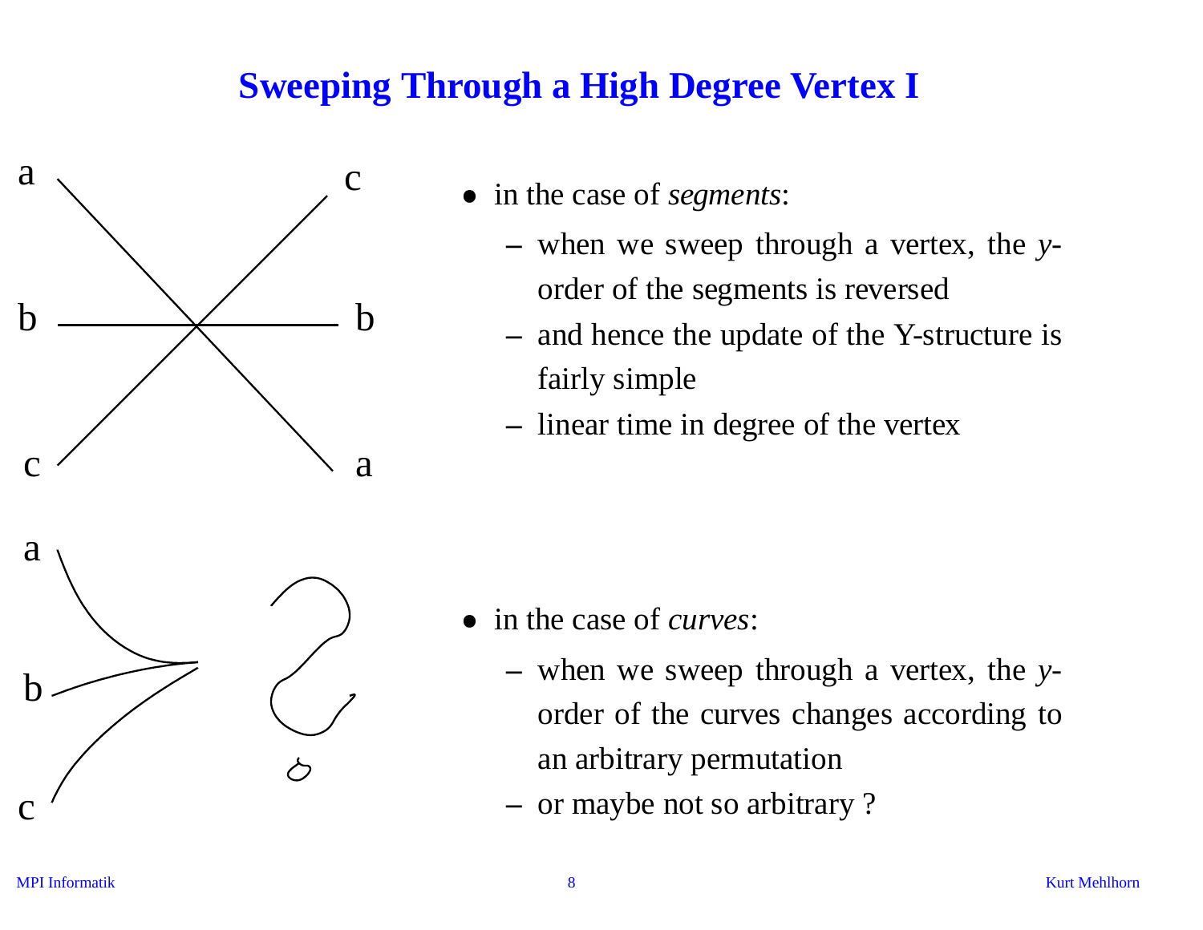# Sweeping Through a High Degree Vertex I

- in the case of *segments*:
  - when we sweep through a vertex, the *y*-order of the segments is reversed
  - and hence the update of the Y-structure is fairly simple
  - linear time in degree of the vertex

- in the case of *curves*:
  - when we sweep through a vertex, the *y*-order of the curves changes according to an arbitrary permutation
  - or maybe not so arbitrary ?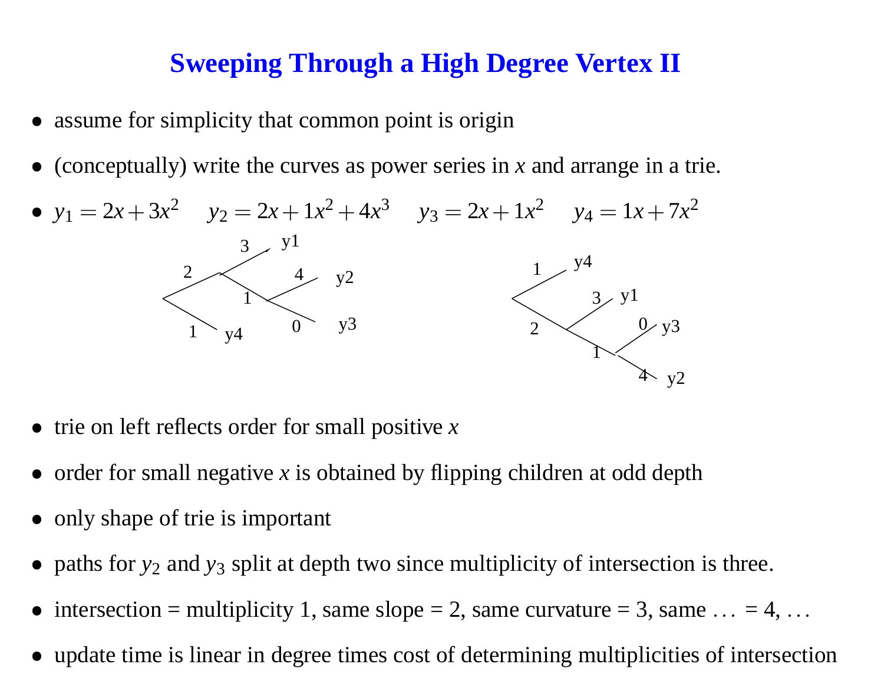# Sweeping Through a High Degree Vertex II

- assume for simplicity that common point is origin
- (conceptually) write the curves as power series in $x$ and arrange in a trie.
- $y_1 = 2x + 3x^2 \quad y_2 = 2x + 1x^2 + 4x^3 \quad y_3 = 2x + 1x^2 \quad y_4 = 1x + 7x^2$
- trie on left reflects order for small positive $x$
- order for small negative $x$ is obtained by flipping children at odd depth
- only shape of trie is important
- paths for $y_2$ and $y_3$ split at depth two since multiplicity of intersection is three.
- intersection = multiplicity 1, same slope = 2, same curvature = 3, same ... = 4, ...
- update time is linear in degree times cost of determining multiplicities of intersection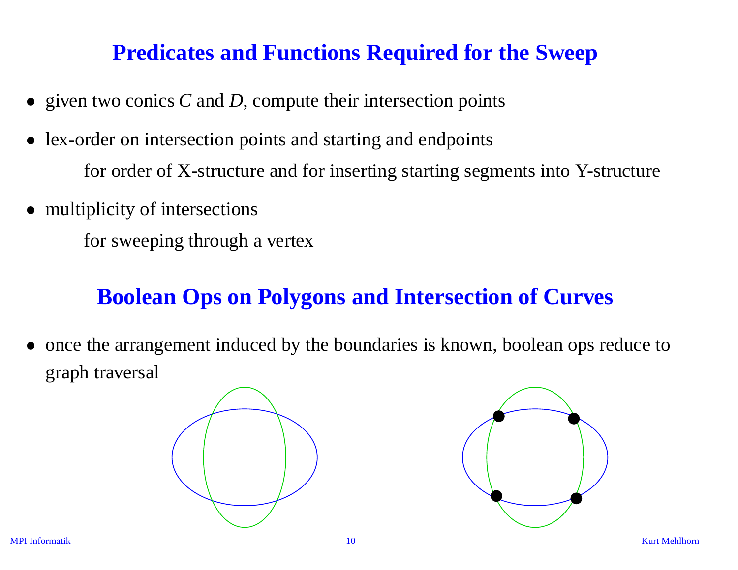## Predicates and Functions Required for the Sweep

- given two conics $C$ and $D$, compute their intersection points
- lex-order on intersection points and starting and endpoints

  for order of X-structure and for inserting starting segments into Y-structure
- multiplicity of intersections

  for sweeping through a vertex

## Boolean Ops on Polygons and Intersection of Curves

- once the arrangement induced by the boundaries is known, boolean ops reduce to graph traversal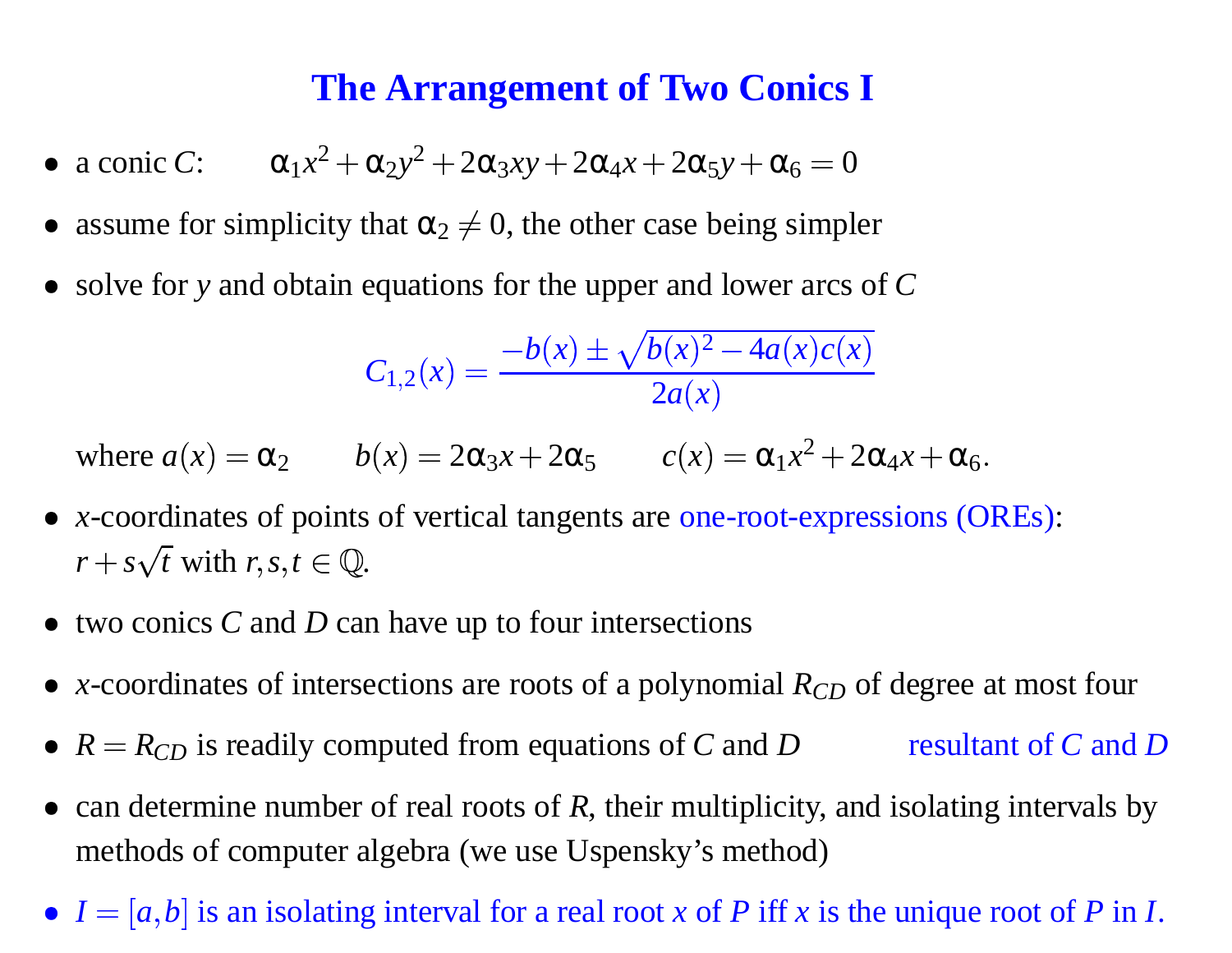# The Arrangement of Two Conics I

- a conic $C$: $\alpha_1 x^2 + \alpha_2 y^2 + 2\alpha_3 xy + 2\alpha_4 x + 2\alpha_5 y + \alpha_6 = 0$
- assume for simplicity that $\alpha_2 \neq 0$, the other case being simpler
- solve for $y$ and obtain equations for the upper and lower arcs of $C$

$$C_{1,2}(x) = \frac{-b(x) \pm \sqrt{b(x)^2 - 4a(x)c(x)}}{2a(x)}$$

  where $a(x) = \alpha_2 \qquad b(x) = 2\alpha_3 x + 2\alpha_5 \qquad c(x) = \alpha_1 x^2 + 2\alpha_4 x + \alpha_6$.

- $x$-coordinates of points of vertical tangents are one-root-expressions (OREs): $r + s\sqrt{t}$ with $r, s, t \in \mathbb{Q}$.
- two conics $C$ and $D$ can have up to four intersections
- $x$-coordinates of intersections are roots of a polynomial $R_{CD}$ of degree at most four
- $R = R_{CD}$ is readily computed from equations of $C$ and $D$ — resultant of $C$ and $D$
- can determine number of real roots of $R$, their multiplicity, and isolating intervals by methods of computer algebra (we use Uspensky's method)
- $I = [a, b]$ is an isolating interval for a real root $x$ of $P$ iff $x$ is the unique root of $P$ in $I$.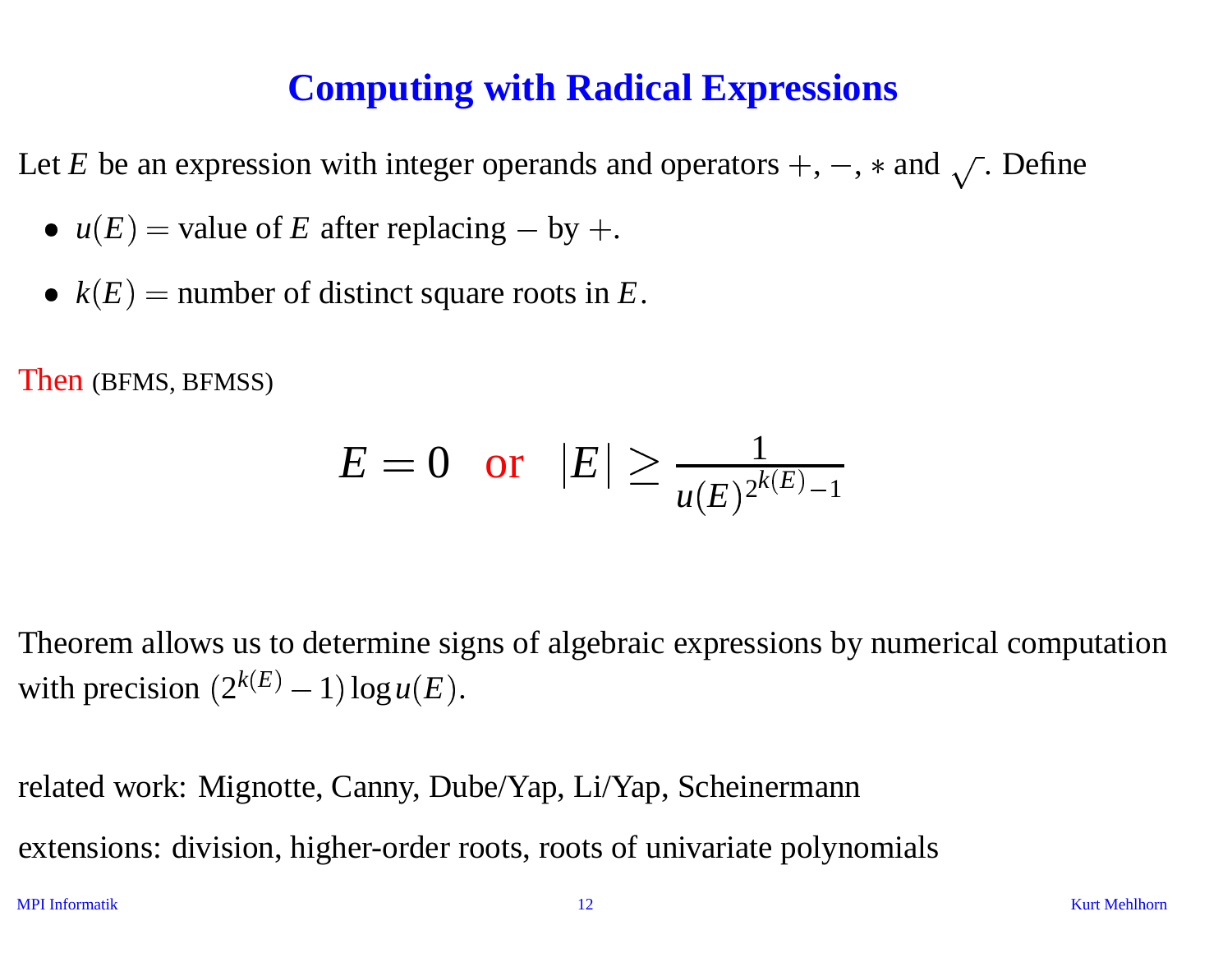# Computing with Radical Expressions

Let $E$ be an expression with integer operands and operators $+$, $-$, $*$ and $\sqrt{\ }$. Define

- $u(E) =$ value of $E$ after replacing $-$ by $+$.
- $k(E) =$ number of distinct square roots in $E$.

Then (BFMS, BFMSS)

$$E = 0 \quad \text{or} \quad |E| \geq \frac{1}{u(E)^{2^{k(E)}-1}}$$

Theorem allows us to determine signs of algebraic expressions by numerical computation with precision $(2^{k(E)} - 1)\log u(E)$.

related work: Mignotte, Canny, Dube/Yap, Li/Yap, Scheinermann

extensions: division, higher-order roots, roots of univariate polynomials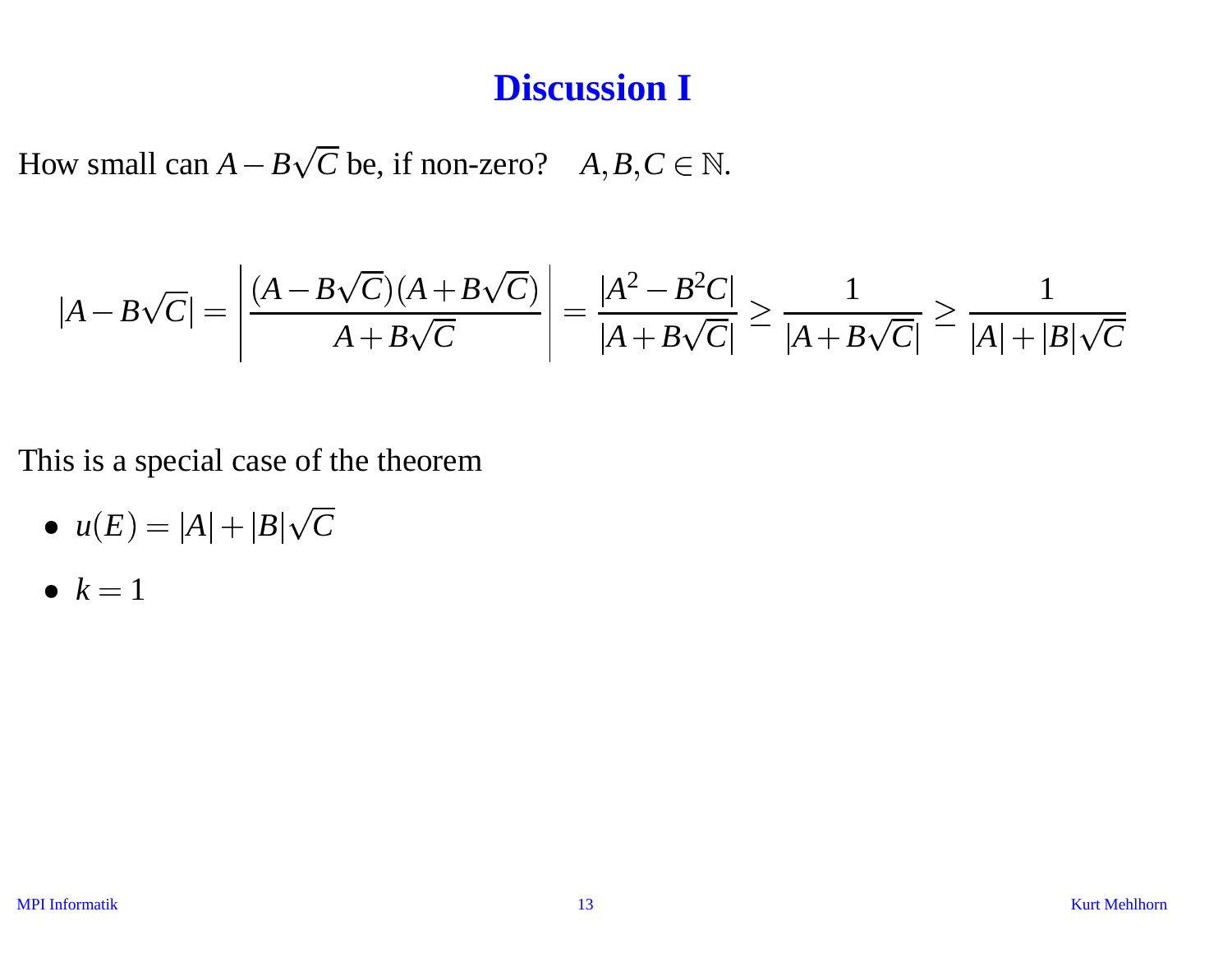# Discussion I

How small can $A - B\sqrt{C}$ be, if non-zero? $\quad A, B, C \in \mathbb{N}$.

$$|A - B\sqrt{C}| = \left| \frac{(A - B\sqrt{C})(A + B\sqrt{C})}{A + B\sqrt{C}} \right| = \frac{|A^2 - B^2 C|}{|A + B\sqrt{C}|} \geq \frac{1}{|A + B\sqrt{C}|} \geq \frac{1}{|A| + |B|\sqrt{C}}$$

This is a special case of the theorem

- $u(E) = |A| + |B|\sqrt{C}$
- $k = 1$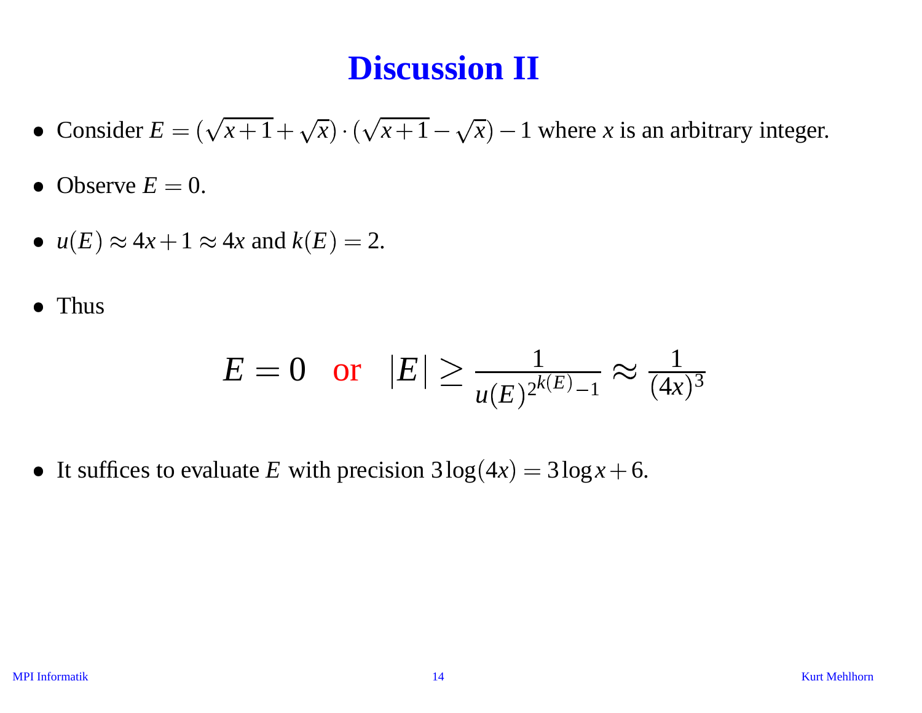# Discussion II

- Consider $E = (\sqrt{x+1} + \sqrt{x}) \cdot (\sqrt{x+1} - \sqrt{x}) - 1$ where $x$ is an arbitrary integer.
- Observe $E = 0$.
- $u(E) \approx 4x + 1 \approx 4x$ and $k(E) = 2$.
- Thus

$$E = 0 \quad \text{or} \quad |E| \geq \frac{1}{u(E)^{2^{k(E)}-1}} \approx \frac{1}{(4x)^3}$$

- It suffices to evaluate $E$ with precision $3\log(4x) = 3\log x + 6$.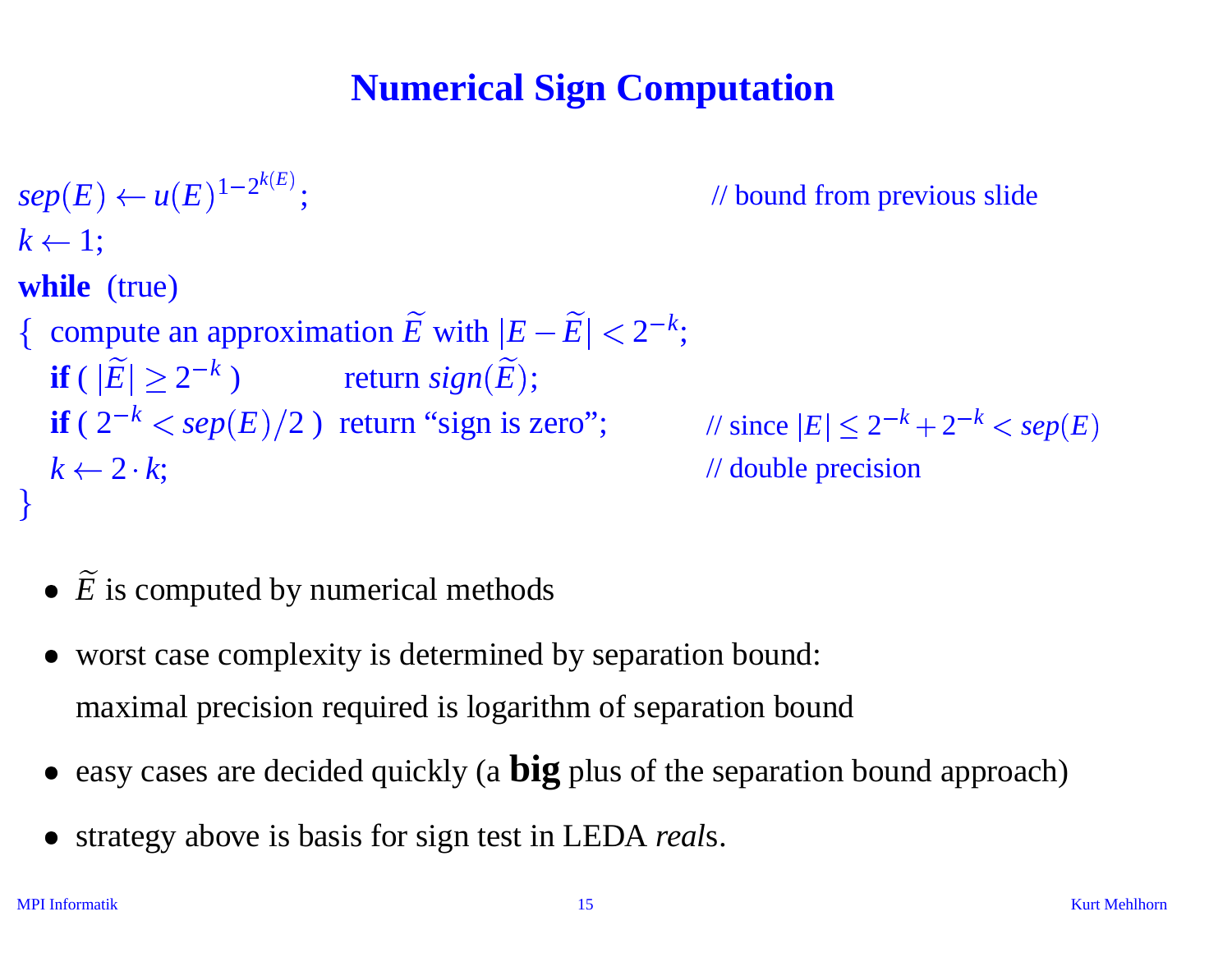# Numerical Sign Computation

$sep(E) \leftarrow u(E)^{1-2^{k(E)}}$; // bound from previous slide
$k \leftarrow 1$;
**while** (true)
{ compute an approximation $\widetilde{E}$ with $|E - \widetilde{E}| < 2^{-k}$;
  **if** ( $|\widetilde{E}| \geq 2^{-k}$ ) return $sign(\widetilde{E})$;
  **if** ( $2^{-k} < sep(E)/2$ ) return "sign is zero"; // since $|E| \leq 2^{-k} + 2^{-k} < sep(E)$
  $k \leftarrow 2 \cdot k$; // double precision
}

- $\widetilde{E}$ is computed by numerical methods
- worst case complexity is determined by separation bound:
  maximal precision required is logarithm of separation bound
- easy cases are decided quickly (a **big** plus of the separation bound approach)
- strategy above is basis for sign test in LEDA *real*s.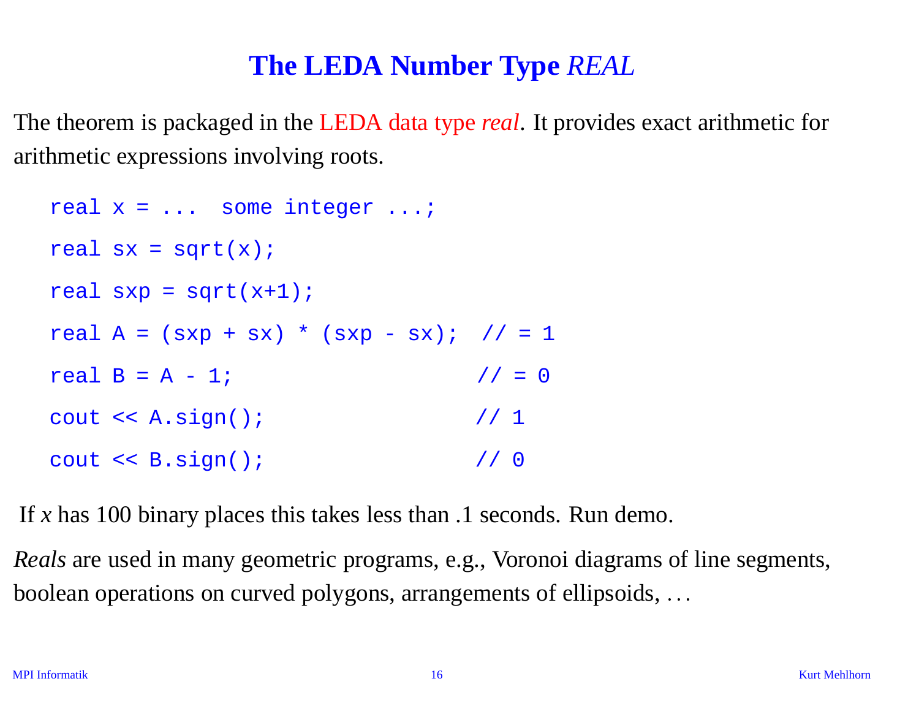# The LEDA Number Type *REAL*

The theorem is packaged in the LEDA data type *real*. It provides exact arithmetic for arithmetic expressions involving roots.

```
real x = ...  some integer ...;
real sx = sqrt(x);
real sxp = sqrt(x+1);
real A = (sxp + sx) * (sxp - sx);  // = 1
real B = A - 1;                    // = 0
cout << A.sign();                  // 1
cout << B.sign();                  // 0
```

If $x$ has 100 binary places this takes less than .1 seconds. Run demo.

*Reals* are used in many geometric programs, e.g., Voronoi diagrams of line segments, boolean operations on curved polygons, arrangements of ellipsoids, ...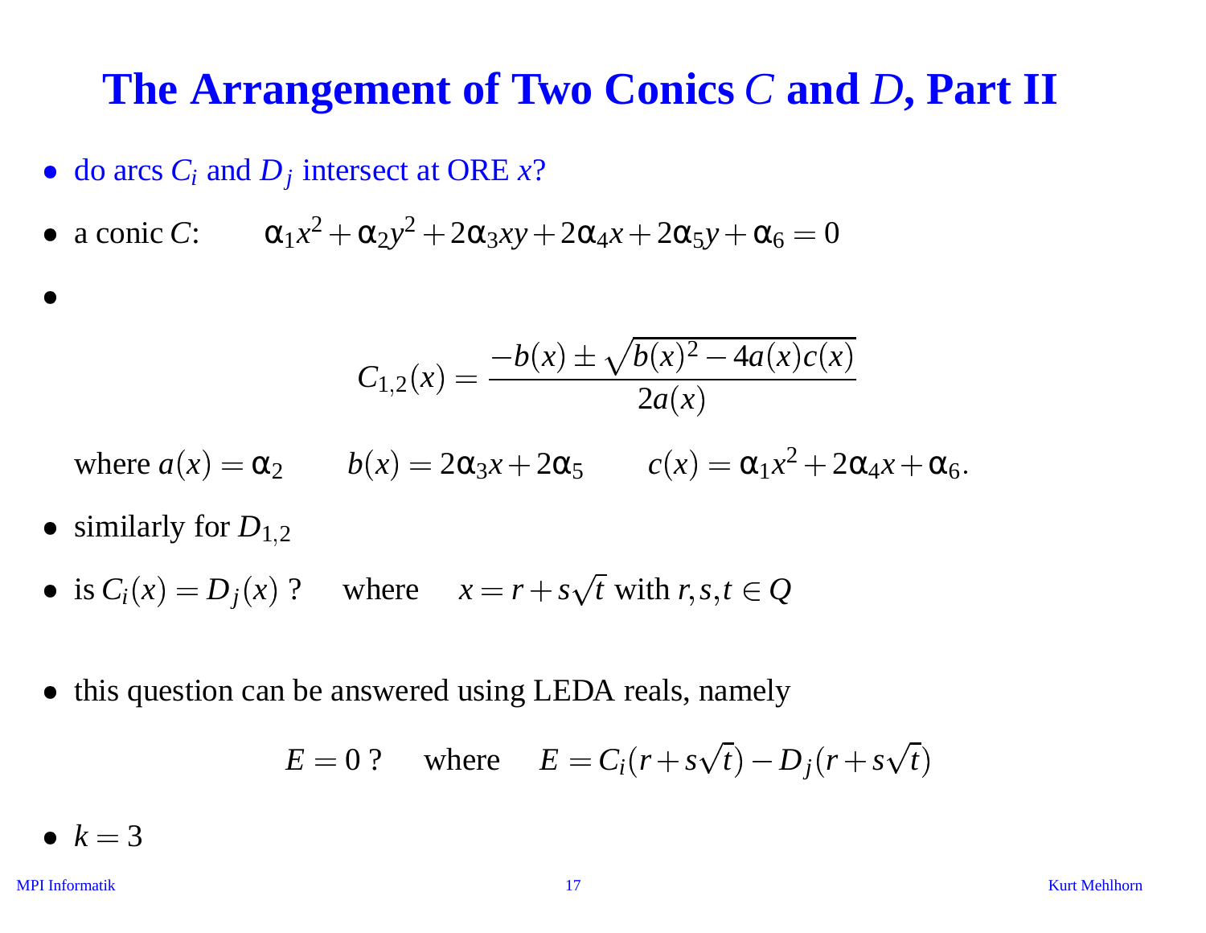# The Arrangement of Two Conics $C$ and $D$, Part II

- do arcs $C_i$ and $D_j$ intersect at ORE $x$?
- a conic $C$: $\qquad \alpha_1 x^2 + \alpha_2 y^2 + 2\alpha_3 xy + 2\alpha_4 x + 2\alpha_5 y + \alpha_6 = 0$
- $$C_{1,2}(x) = \frac{-b(x) \pm \sqrt{b(x)^2 - 4a(x)c(x)}}{2a(x)}$$

  where $a(x) = \alpha_2 \qquad b(x) = 2\alpha_3 x + 2\alpha_5 \qquad c(x) = \alpha_1 x^2 + 2\alpha_4 x + \alpha_6.$
- similarly for $D_{1,2}$
- is $C_i(x) = D_j(x)$ ? $\quad$ where $\quad x = r + s\sqrt{t}$ with $r, s, t \in Q$
- this question can be answered using LEDA reals, namely

  $$E = 0 \text{ ?} \quad \text{where} \quad E = C_i(r + s\sqrt{t}) - D_j(r + s\sqrt{t})$$
- $k = 3$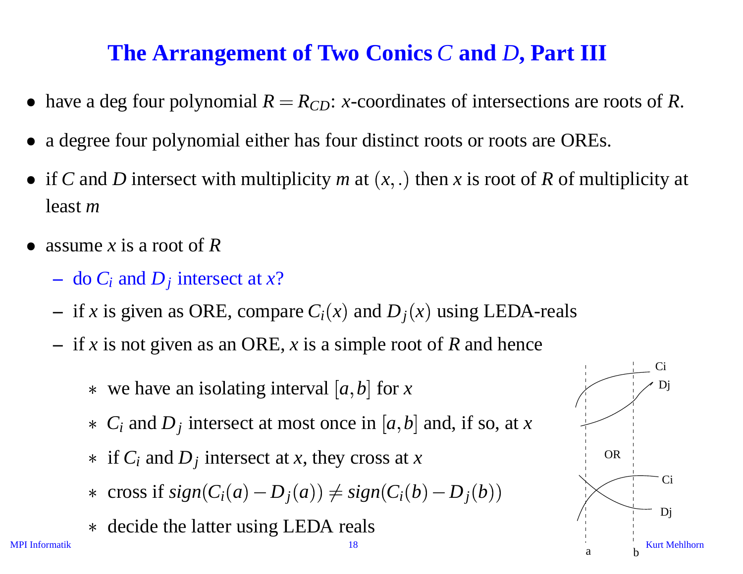# The Arrangement of Two Conics $C$ and $D$, Part III

- have a deg four polynomial $R = R_{CD}$: $x$-coordinates of intersections are roots of $R$.
- a degree four polynomial either has four distinct roots or roots are OREs.
- if $C$ and $D$ intersect with multiplicity $m$ at $(x,.)$ then $x$ is root of $R$ of multiplicity at least $m$
- assume $x$ is a root of $R$
  - do $C_i$ and $D_j$ intersect at $x$?
  - if $x$ is given as ORE, compare $C_i(x)$ and $D_j(x)$ using LEDA-reals
  - if $x$ is not given as an ORE, $x$ is a simple root of $R$ and hence
    * we have an isolating interval $[a,b]$ for $x$
    * $C_i$ and $D_j$ intersect at most once in $[a,b]$ and, if so, at $x$
    * if $C_i$ and $D_j$ intersect at $x$, they cross at $x$
    * cross if $sign(C_i(a) - D_j(a)) \neq sign(C_i(b) - D_j(b))$
    * decide the latter using LEDA reals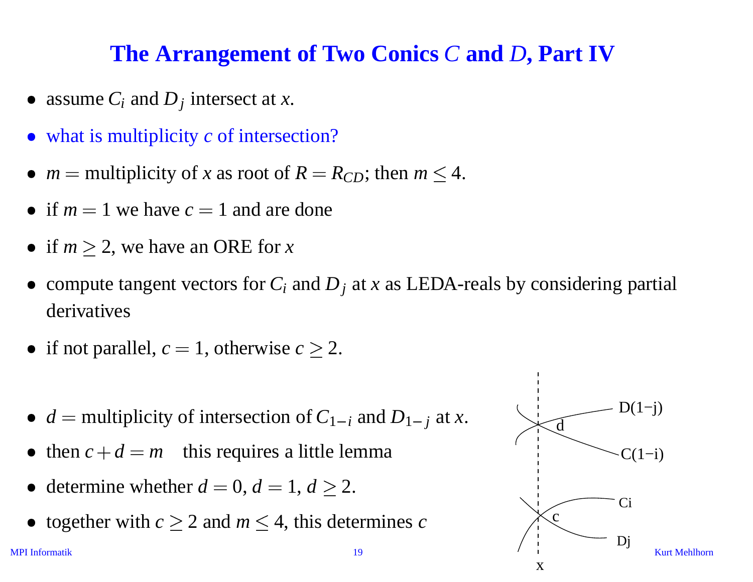# The Arrangement of Two Conics $C$ and $D$, Part IV

- assume $C_i$ and $D_j$ intersect at $x$.
- what is multiplicity $c$ of intersection?
- $m =$ multiplicity of $x$ as root of $R = R_{CD}$; then $m \leq 4$.
- if $m = 1$ we have $c = 1$ and are done
- if $m \geq 2$, we have an ORE for $x$
- compute tangent vectors for $C_i$ and $D_j$ at $x$ as LEDA-reals by considering partial derivatives
- if not parallel, $c = 1$, otherwise $c \geq 2$.

- $d =$ multiplicity of intersection of $C_{1-i}$ and $D_{1-j}$ at $x$.
- then $c + d = m$ this requires a little lemma
- determine whether $d = 0$, $d = 1$, $d \geq 2$.
- together with $c \geq 2$ and $m \leq 4$, this determines $c$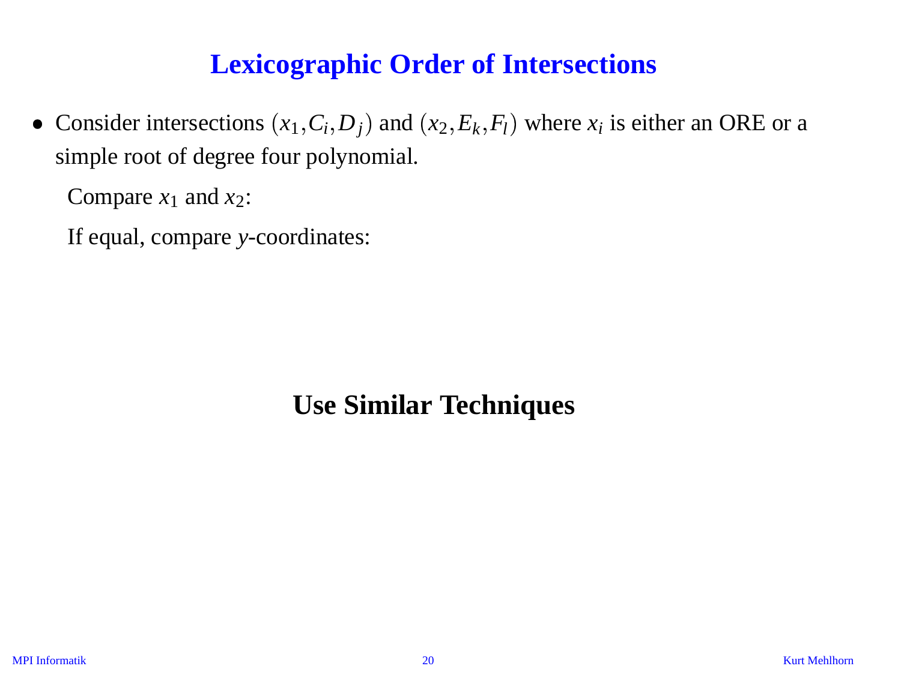# Lexicographic Order of Intersections

- Consider intersections $(x_1, C_i, D_j)$ and $(x_2, E_k, F_l)$ where $x_i$ is either an ORE or a simple root of degree four polynomial.

  Compare $x_1$ and $x_2$:

  If equal, compare $y$-coordinates:

**Use Similar Techniques**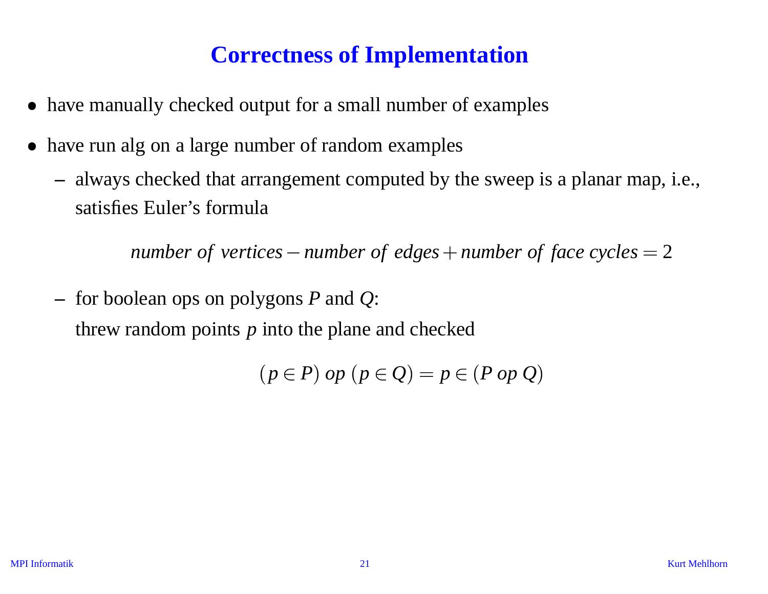# Correctness of Implementation

- have manually checked output for a small number of examples
- have run alg on a large number of random examples
  - always checked that arrangement computed by the sweep is a planar map, i.e., satisfies Euler's formula

    $$\textit{number of vertices} - \textit{number of edges} + \textit{number of face cycles} = 2$$

  - for boolean ops on polygons $P$ and $Q$:

    threw random points $p$ into the plane and checked

    $$(p \in P) \; op \; (p \in Q) = p \in (P \; op \; Q)$$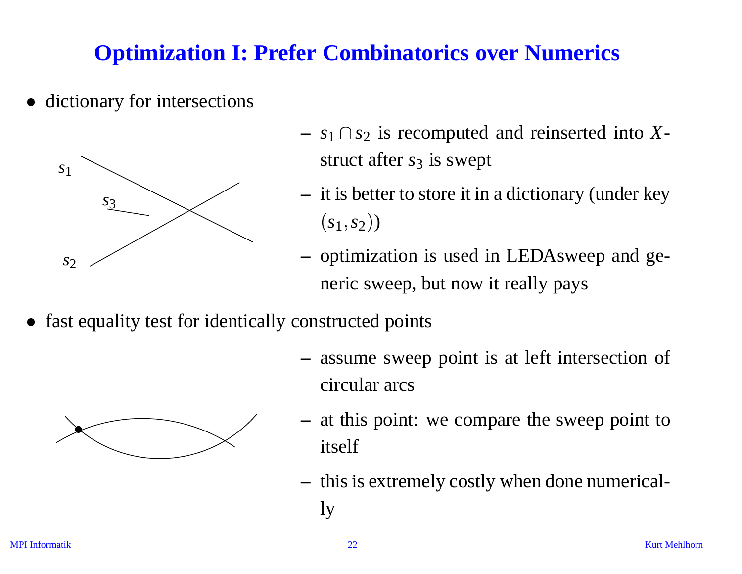# Optimization I: Prefer Combinatorics over Numerics

- dictionary for intersections
  - $s_1 \cap s_2$ is recomputed and reinserted into $X$-struct after $s_3$ is swept
  - it is better to store it in a dictionary (under key $(s_1, s_2)$)
  - optimization is used in LEDAsweep and generic sweep, but now it really pays
- fast equality test for identically constructed points
  - assume sweep point is at left intersection of circular arcs
  - at this point: we compare the sweep point to itself
  - this is extremely costly when done numerically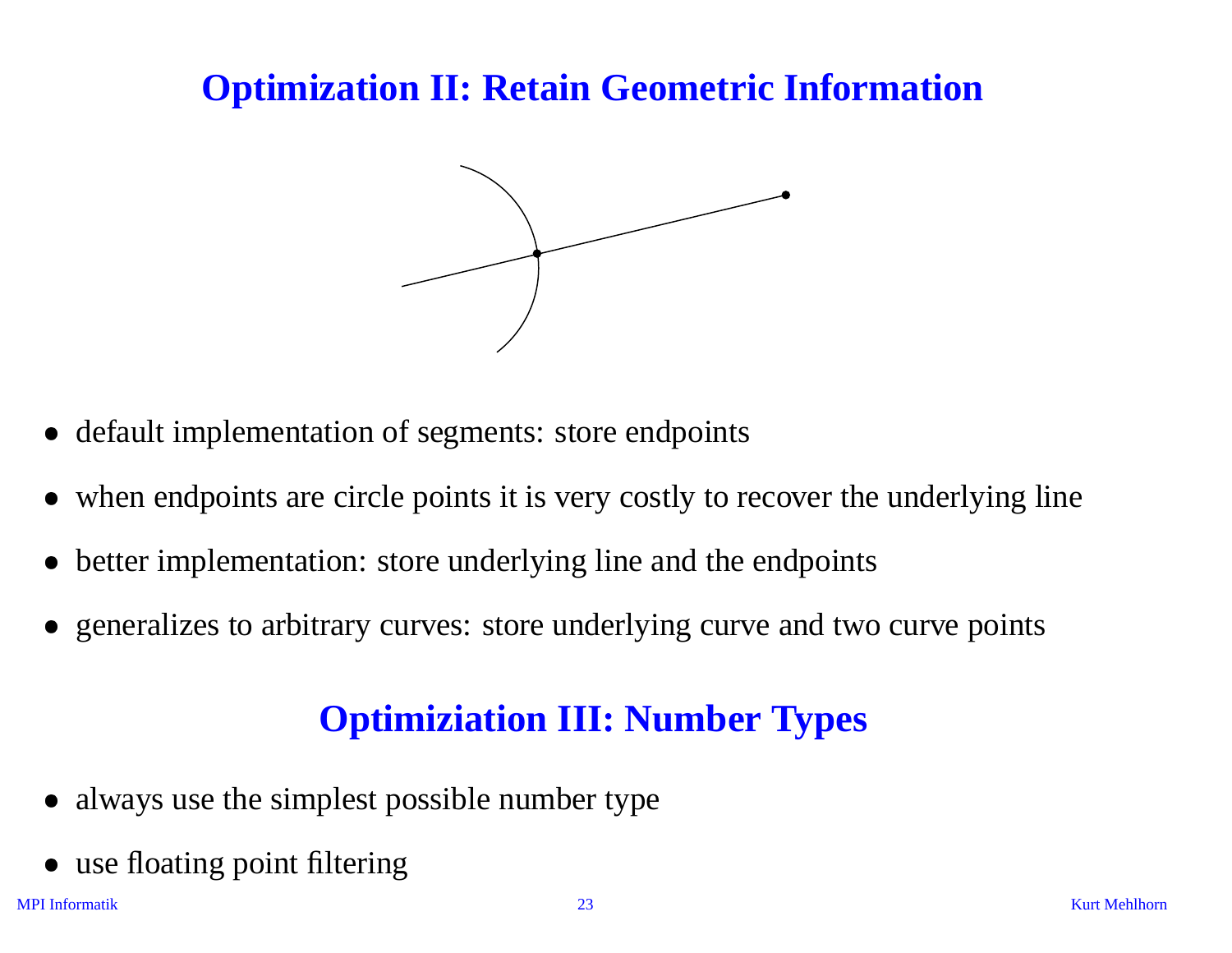## Optimization II: Retain Geometric Information

- default implementation of segments: store endpoints
- when endpoints are circle points it is very costly to recover the underlying line
- better implementation: store underlying line and the endpoints
- generalizes to arbitrary curves: store underlying curve and two curve points

## Optimiziation III: Number Types

- always use the simplest possible number type
- use floating point filtering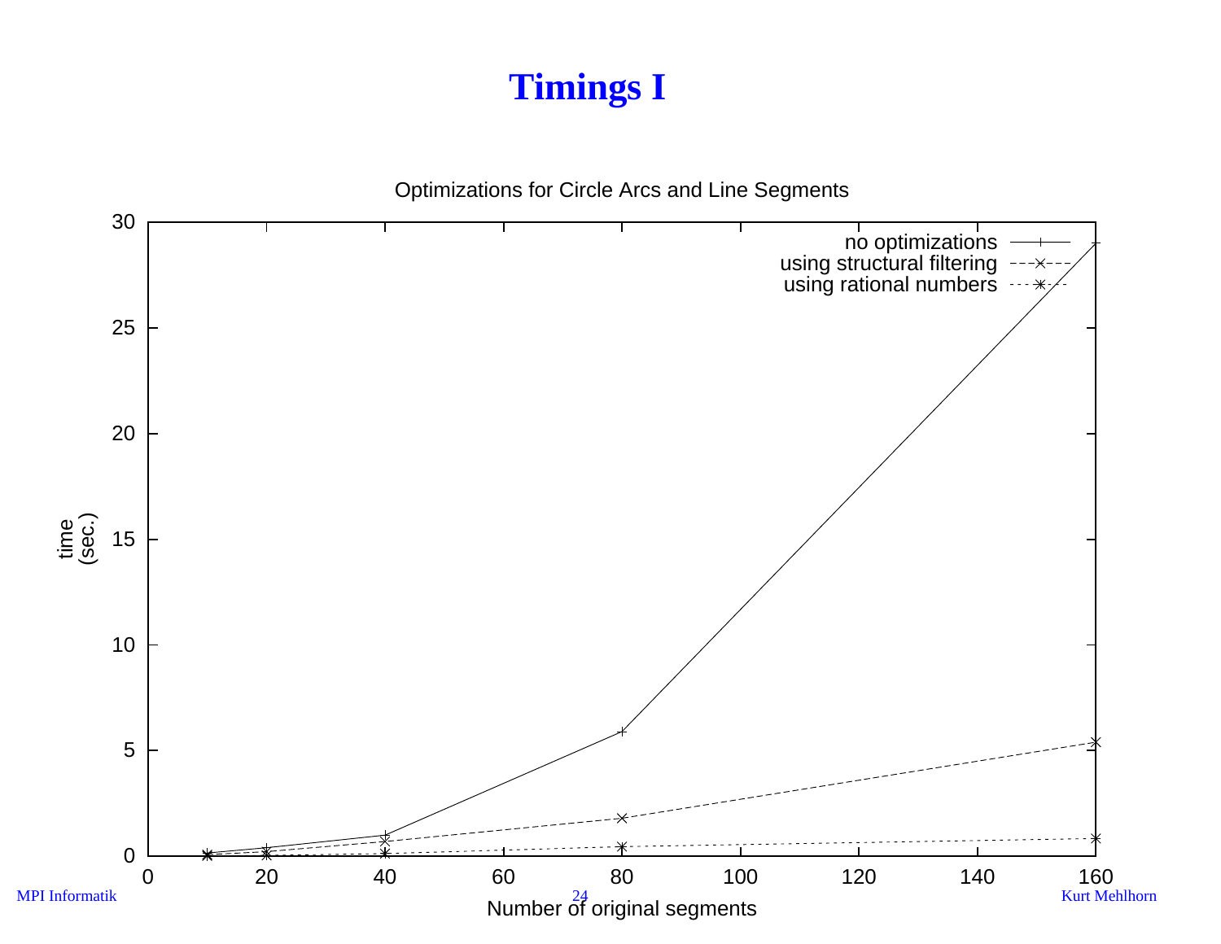# Timings I

Optimizations for Circle Arcs and Line Segments

time (sec.)

Number of original segments

no optimizations
using structural filtering
using rational numbers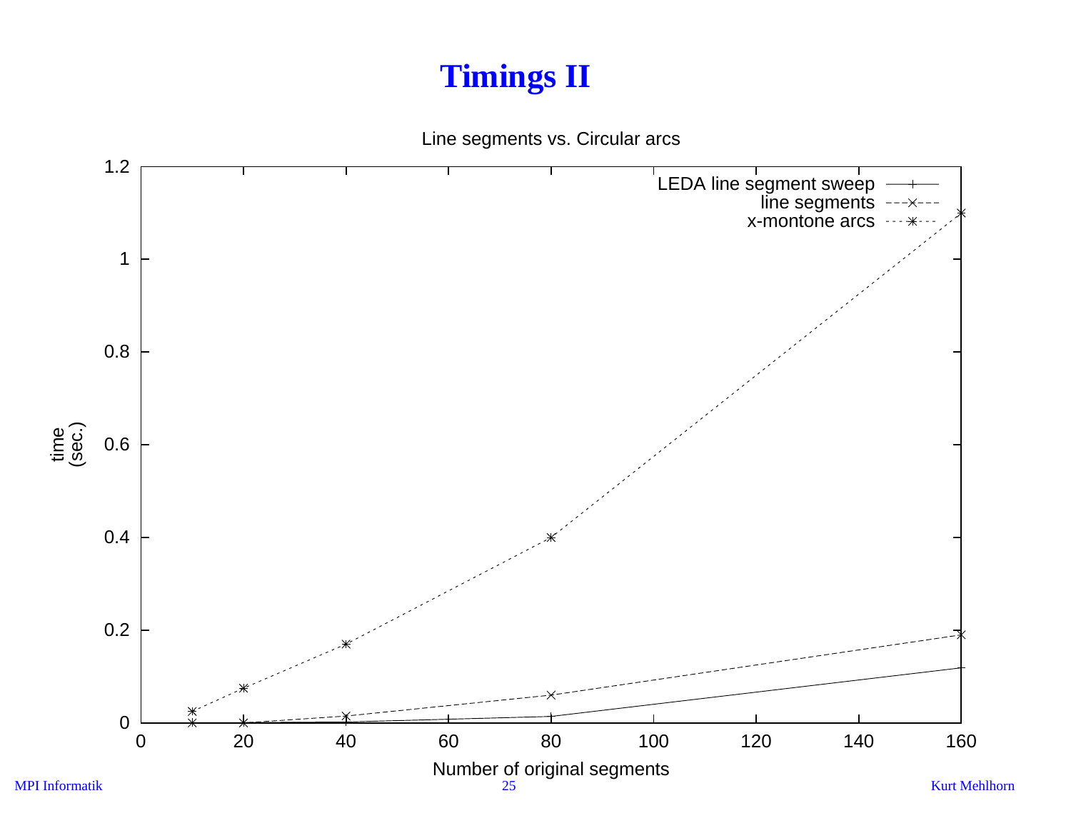# Timings II

Line segments vs. Circular arcs

time (sec.)

Number of original segments

LEDA line segment sweep

line segments

x-montone arcs

1.2

1

0.8

0.6

0.4

0.2

0

0 20 40 60 80 100 120 140 160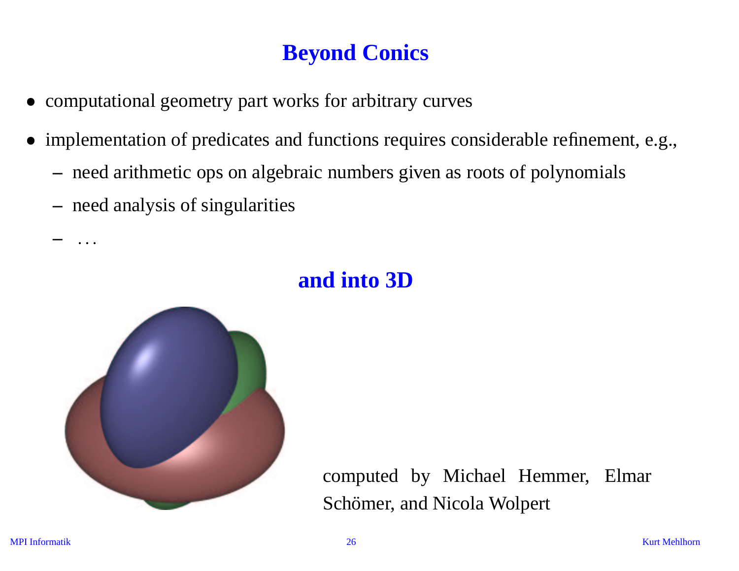# Beyond Conics

- computational geometry part works for arbitrary curves
- implementation of predicates and functions requires considerable refinement, e.g.,
  - need arithmetic ops on algebraic numbers given as roots of polynomials
  - need analysis of singularities
  - ...

## and into 3D

computed by Michael Hemmer, Elmar Schömer, and Nicola Wolpert